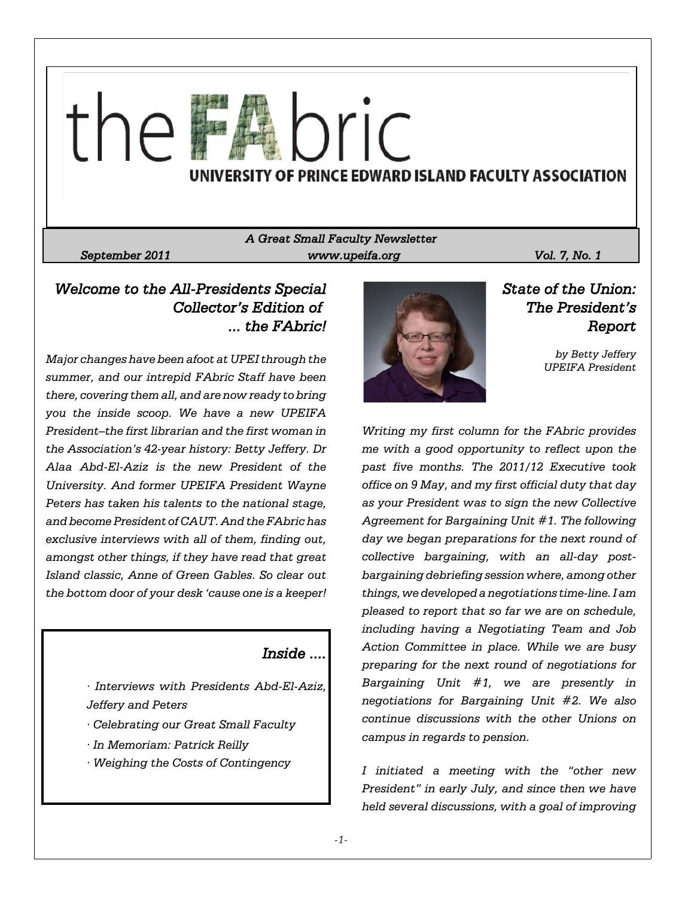# the FAbric

## UNIVERSITY OF PRINCE EDWARD ISLAND FACULTY ASSOCIATION

*A Great Small Faculty Newsletter*

*September 2011* *www.upeifa.org* *Vol. 7, No. 1*

## *Welcome to the All-Presidents Special Collector's Edition of ... the FAbric!*

*Major changes have been afoot at UPEI through the summer, and our intrepid FAbric Staff have been there, covering them all, and are now ready to bring you the inside scoop. We have a new UPEIFA President–the first librarian and the first woman in the Association's 42-year history: Betty Jeffery. Dr Alaa Abd-El-Aziz is the new President of the University. And former UPEIFA President Wayne Peters has taken his talents to the national stage, and become President of CAUT. And the FAbric has exclusive interviews with all of them, finding out, amongst other things, if they have read that great Island classic, Anne of Green Gables. So clear out the bottom door of your desk 'cause one is a keeper!*

### *Inside ....*

- *Interviews with Presidents Abd-El-Aziz, Jeffery and Peters*
- *Celebrating our Great Small Faculty*
- *In Memoriam: Patrick Reilly*
- *Weighing the Costs of Contingency*

## *State of the Union: The President's Report*

*by Betty Jeffery*
*UPEIFA President*

*Writing my first column for the FAbric provides me with a good opportunity to reflect upon the past five months. The 2011/12 Executive took office on 9 May, and my first official duty that day as your President was to sign the new Collective Agreement for Bargaining Unit #1. The following day we began preparations for the next round of collective bargaining, with an all-day post-bargaining debriefing session where, among other things, we developed a negotiations time-line. I am pleased to report that so far we are on schedule, including having a Negotiating Team and Job Action Committee in place. While we are busy preparing for the next round of negotiations for Bargaining Unit #1, we are presently in negotiations for Bargaining Unit #2. We also continue discussions with the other Unions on campus in regards to pension.*

*I initiated a meeting with the "other new President" in early July, and since then we have held several discussions, with a goal of improving*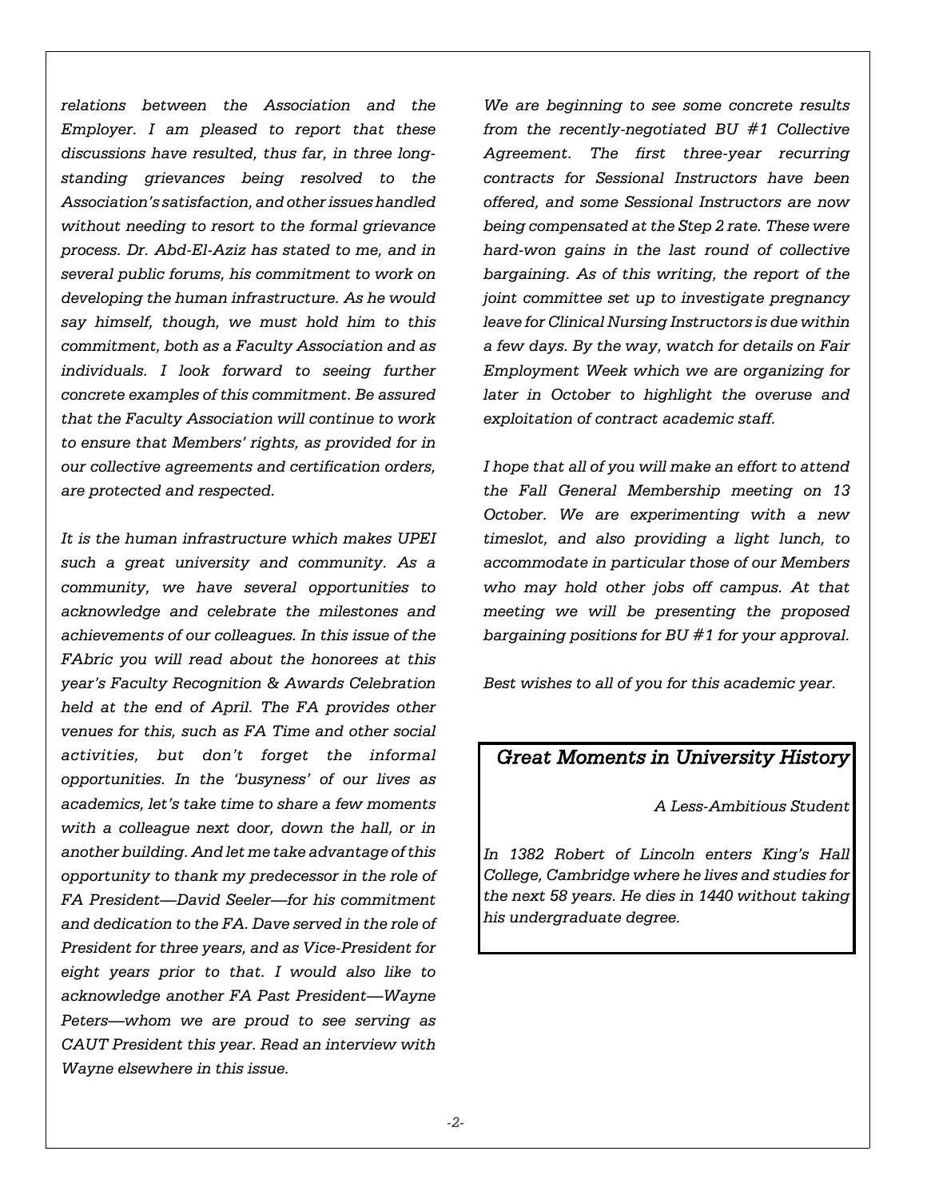*relations between the Association and the Employer. I am pleased to report that these discussions have resulted, thus far, in three long-standing grievances being resolved to the Association's satisfaction, and other issues handled without needing to resort to the formal grievance process. Dr. Abd-El-Aziz has stated to me, and in several public forums, his commitment to work on developing the human infrastructure. As he would say himself, though, we must hold him to this commitment, both as a Faculty Association and as individuals. I look forward to seeing further concrete examples of this commitment. Be assured that the Faculty Association will continue to work to ensure that Members' rights, as provided for in our collective agreements and certification orders, are protected and respected.*

*It is the human infrastructure which makes UPEI such a great university and community. As a community, we have several opportunities to acknowledge and celebrate the milestones and achievements of our colleagues. In this issue of the FAbric you will read about the honorees at this year's Faculty Recognition & Awards Celebration held at the end of April. The FA provides other venues for this, such as FA Time and other social activities, but don't forget the informal opportunities. In the 'busyness' of our lives as academics, let's take time to share a few moments with a colleague next door, down the hall, or in another building. And let me take advantage of this opportunity to thank my predecessor in the role of FA President—David Seeler—for his commitment and dedication to the FA. Dave served in the role of President for three years, and as Vice-President for eight years prior to that. I would also like to acknowledge another FA Past President—Wayne Peters—whom we are proud to see serving as CAUT President this year. Read an interview with Wayne elsewhere in this issue.*

*We are beginning to see some concrete results from the recently-negotiated BU #1 Collective Agreement. The first three-year recurring contracts for Sessional Instructors have been offered, and some Sessional Instructors are now being compensated at the Step 2 rate. These were hard-won gains in the last round of collective bargaining. As of this writing, the report of the joint committee set up to investigate pregnancy leave for Clinical Nursing Instructors is due within a few days. By the way, watch for details on Fair Employment Week which we are organizing for later in October to highlight the overuse and exploitation of contract academic staff.*

*I hope that all of you will make an effort to attend the Fall General Membership meeting on 13 October. We are experimenting with a new timeslot, and also providing a light lunch, to accommodate in particular those of our Members who may hold other jobs off campus. At that meeting we will be presenting the proposed bargaining positions for BU #1 for your approval.*

*Best wishes to all of you for this academic year.*

## *Great Moments in University History*

*A Less-Ambitious Student*

*In 1382 Robert of Lincoln enters King's Hall College, Cambridge where he lives and studies for the next 58 years. He dies in 1440 without taking his undergraduate degree.*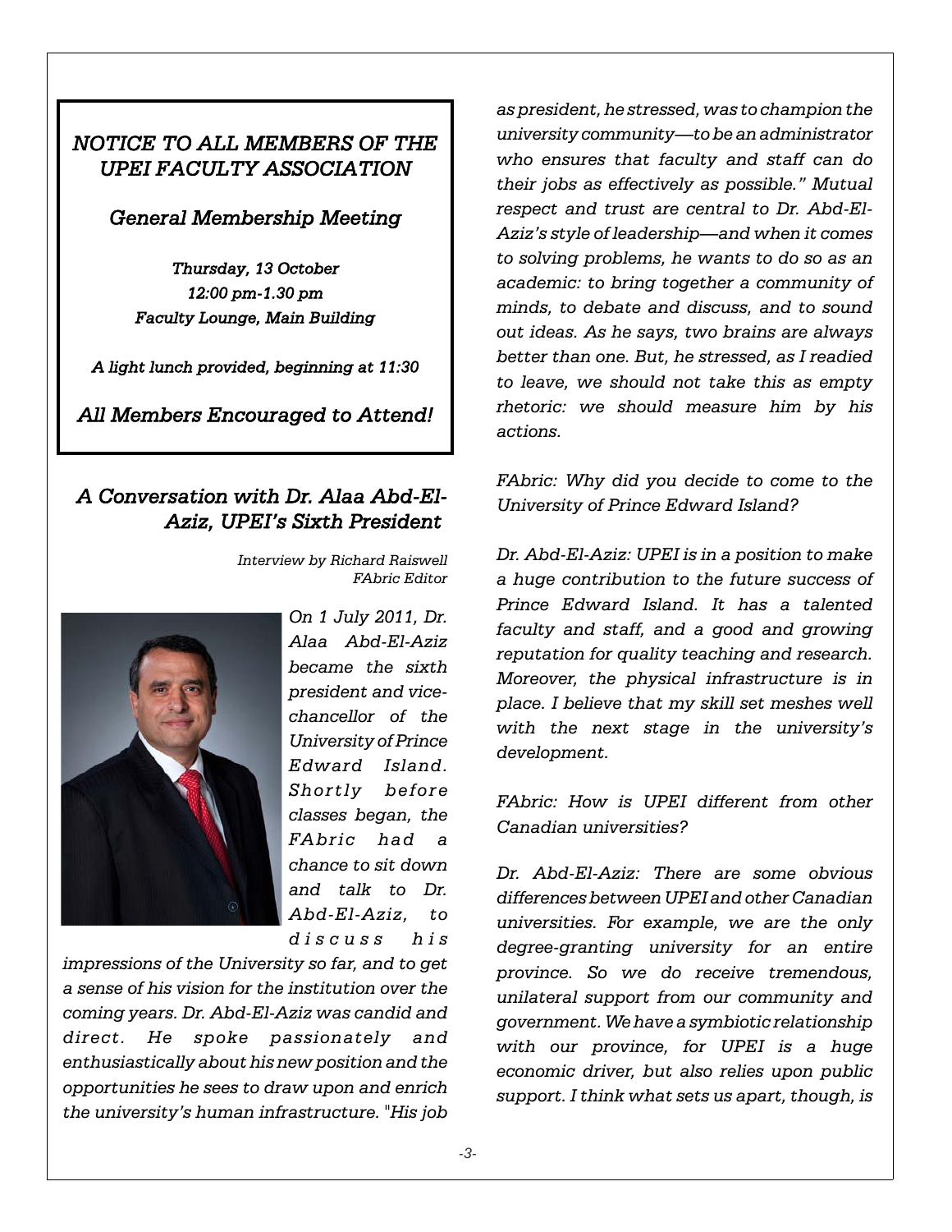*NOTICE TO ALL MEMBERS OF THE UPEI FACULTY ASSOCIATION*

*General Membership Meeting*

*Thursday, 13 October*
*12:00 pm-1.30 pm*
*Faculty Lounge, Main Building*

*A light lunch provided, beginning at 11:30*

*All Members Encouraged to Attend!*

## *A Conversation with Dr. Alaa Abd-El-Aziz, UPEI's Sixth President*

*Interview by Richard Raiswell*
*FAbric Editor*

*On 1 July 2011, Dr. Alaa Abd-El-Aziz became the sixth president and vice-chancellor of the University of Prince Edward Island. Shortly before classes began, the FAbric had a chance to sit down and talk to Dr. Abd-El-Aziz, to discuss his impressions of the University so far, and to get a sense of his vision for the institution over the coming years. Dr. Abd-El-Aziz was candid and direct. He spoke passionately and enthusiastically about his new position and the opportunities he sees to draw upon and enrich the university's human infrastructure. "His job as president, he stressed, was to champion the university community—to be an administrator who ensures that faculty and staff can do their jobs as effectively as possible." Mutual respect and trust are central to Dr. Abd-El-Aziz's style of leadership—and when it comes to solving problems, he wants to do so as an academic: to bring together a community of minds, to debate and discuss, and to sound out ideas. As he says, two brains are always better than one. But, he stressed, as I readied to leave, we should not take this as empty rhetoric: we should measure him by his actions.*

*FAbric: Why did you decide to come to the University of Prince Edward Island?*

*Dr. Abd-El-Aziz: UPEI is in a position to make a huge contribution to the future success of Prince Edward Island. It has a talented faculty and staff, and a good and growing reputation for quality teaching and research. Moreover, the physical infrastructure is in place. I believe that my skill set meshes well with the next stage in the university's development.*

*FAbric: How is UPEI different from other Canadian universities?*

*Dr. Abd-El-Aziz: There are some obvious differences between UPEI and other Canadian universities. For example, we are the only degree-granting university for an entire province. So we do receive tremendous, unilateral support from our community and government. We have a symbiotic relationship with our province, for UPEI is a huge economic driver, but also relies upon public support. I think what sets us apart, though, is*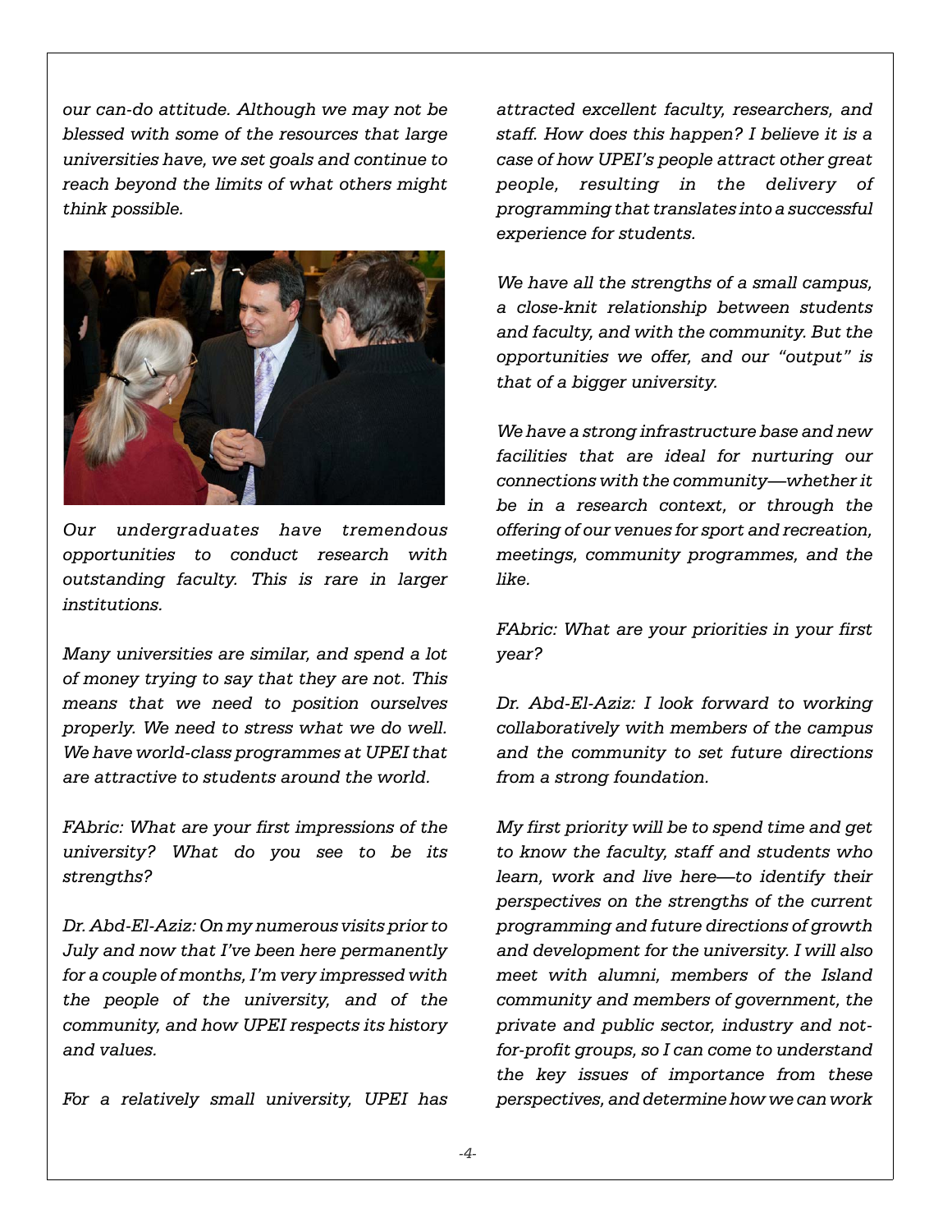*our can-do attitude. Although we may not be blessed with some of the resources that large universities have, we set goals and continue to reach beyond the limits of what others might think possible.*

*Our undergraduates have tremendous opportunities to conduct research with outstanding faculty. This is rare in larger institutions.*

*Many universities are similar, and spend a lot of money trying to say that they are not. This means that we need to position ourselves properly. We need to stress what we do well. We have world-class programmes at UPEI that are attractive to students around the world.*

*FAbric: What are your first impressions of the university? What do you see to be its strengths?*

*Dr. Abd-El-Aziz: On my numerous visits prior to July and now that I've been here permanently for a couple of months, I'm very impressed with the people of the university, and of the community, and how UPEI respects its history and values.*

*For a relatively small university, UPEI has attracted excellent faculty, researchers, and staff. How does this happen? I believe it is a case of how UPEI's people attract other great people, resulting in the delivery of programming that translates into a successful experience for students.*

*We have all the strengths of a small campus, a close-knit relationship between students and faculty, and with the community. But the opportunities we offer, and our "output" is that of a bigger university.*

*We have a strong infrastructure base and new facilities that are ideal for nurturing our connections with the community—whether it be in a research context, or through the offering of our venues for sport and recreation, meetings, community programmes, and the like.*

*FAbric: What are your priorities in your first year?*

*Dr. Abd-El-Aziz: I look forward to working collaboratively with members of the campus and the community to set future directions from a strong foundation.*

*My first priority will be to spend time and get to know the faculty, staff and students who learn, work and live here—to identify their perspectives on the strengths of the current programming and future directions of growth and development for the university. I will also meet with alumni, members of the Island community and members of government, the private and public sector, industry and not-for-profit groups, so I can come to understand the key issues of importance from these perspectives, and determine how we can work*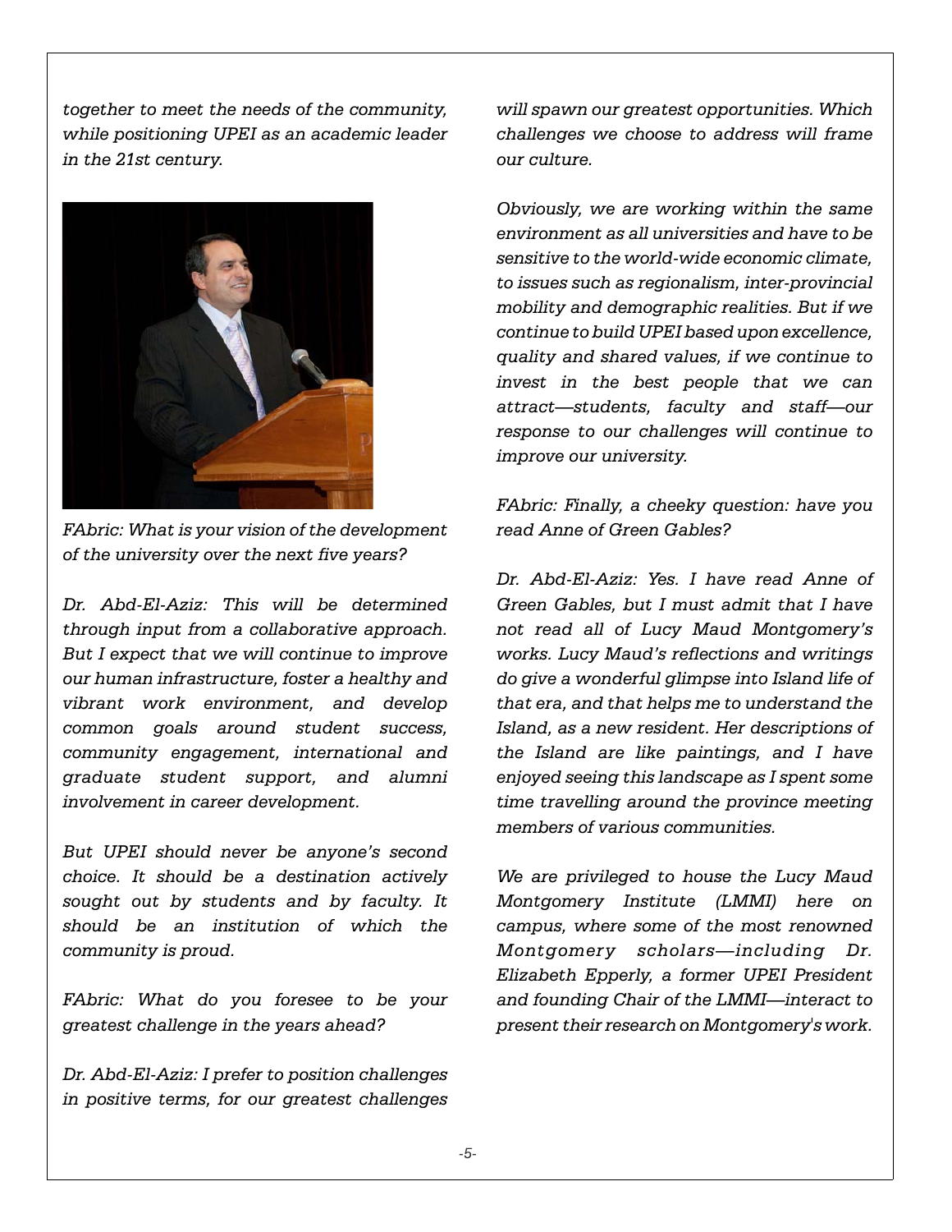*together to meet the needs of the community, while positioning UPEI as an academic leader in the 21st century.*

*FAbric: What is your vision of the development of the university over the next five years?*

*Dr. Abd-El-Aziz: This will be determined through input from a collaborative approach. But I expect that we will continue to improve our human infrastructure, foster a healthy and vibrant work environment, and develop common goals around student success, community engagement, international and graduate student support, and alumni involvement in career development.*

*But UPEI should never be anyone's second choice. It should be a destination actively sought out by students and by faculty. It should be an institution of which the community is proud.*

*FAbric: What do you foresee to be your greatest challenge in the years ahead?*

*Dr. Abd-El-Aziz: I prefer to position challenges in positive terms, for our greatest challenges will spawn our greatest opportunities. Which challenges we choose to address will frame our culture.*

*Obviously, we are working within the same environment as all universities and have to be sensitive to the world-wide economic climate, to issues such as regionalism, inter-provincial mobility and demographic realities. But if we continue to build UPEI based upon excellence, quality and shared values, if we continue to invest in the best people that we can attract—students, faculty and staff—our response to our challenges will continue to improve our university.*

*FAbric: Finally, a cheeky question: have you read Anne of Green Gables?*

*Dr. Abd-El-Aziz: Yes. I have read Anne of Green Gables, but I must admit that I have not read all of Lucy Maud Montgomery's works. Lucy Maud's reflections and writings do give a wonderful glimpse into Island life of that era, and that helps me to understand the Island, as a new resident. Her descriptions of the Island are like paintings, and I have enjoyed seeing this landscape as I spent some time travelling around the province meeting members of various communities.*

*We are privileged to house the Lucy Maud Montgomery Institute (LMMI) here on campus, where some of the most renowned Montgomery scholars—including Dr. Elizabeth Epperly, a former UPEI President and founding Chair of the LMMI—interact to present their research on Montgomery's work.*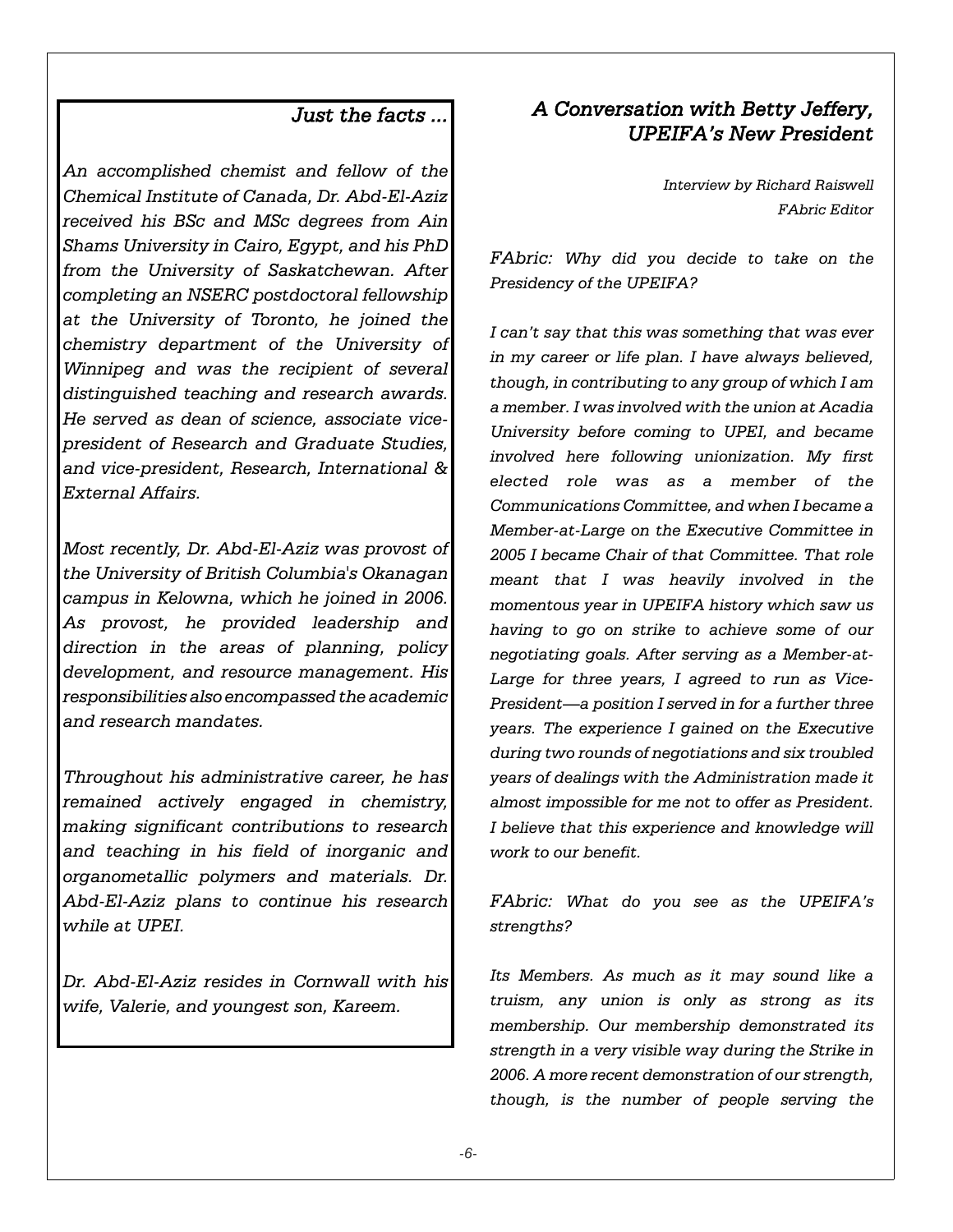## *Just the facts ...*

*An accomplished chemist and fellow of the Chemical Institute of Canada, Dr. Abd-El-Aziz received his BSc and MSc degrees from Ain Shams University in Cairo, Egypt, and his PhD from the University of Saskatchewan. After completing an NSERC postdoctoral fellowship at the University of Toronto, he joined the chemistry department of the University of Winnipeg and was the recipient of several distinguished teaching and research awards. He served as dean of science, associate vice-president of Research and Graduate Studies, and vice-president, Research, International & External Affairs.*

*Most recently, Dr. Abd-El-Aziz was provost of the University of British Columbia's Okanagan campus in Kelowna, which he joined in 2006. As provost, he provided leadership and direction in the areas of planning, policy development, and resource management. His responsibilities also encompassed the academic and research mandates.*

*Throughout his administrative career, he has remained actively engaged in chemistry, making significant contributions to research and teaching in his field of inorganic and organometallic polymers and materials. Dr. Abd-El-Aziz plans to continue his research while at UPEI.*

*Dr. Abd-El-Aziz resides in Cornwall with his wife, Valerie, and youngest son, Kareem.*

## *A Conversation with Betty Jeffery, UPEIFA's New President*

*Interview by Richard Raiswell*
*FAbric Editor*

*FAbric: Why did you decide to take on the Presidency of the UPEIFA?*

*I can't say that this was something that was ever in my career or life plan. I have always believed, though, in contributing to any group of which I am a member. I was involved with the union at Acadia University before coming to UPEI, and became involved here following unionization. My first elected role was as a member of the Communications Committee, and when I became a Member-at-Large on the Executive Committee in 2005 I became Chair of that Committee. That role meant that I was heavily involved in the momentous year in UPEIFA history which saw us having to go on strike to achieve some of our negotiating goals. After serving as a Member-at-Large for three years, I agreed to run as Vice-President—a position I served in for a further three years. The experience I gained on the Executive during two rounds of negotiations and six troubled years of dealings with the Administration made it almost impossible for me not to offer as President. I believe that this experience and knowledge will work to our benefit.*

*FAbric: What do you see as the UPEIFA's strengths?*

*Its Members. As much as it may sound like a truism, any union is only as strong as its membership. Our membership demonstrated its strength in a very visible way during the Strike in 2006. A more recent demonstration of our strength, though, is the number of people serving the*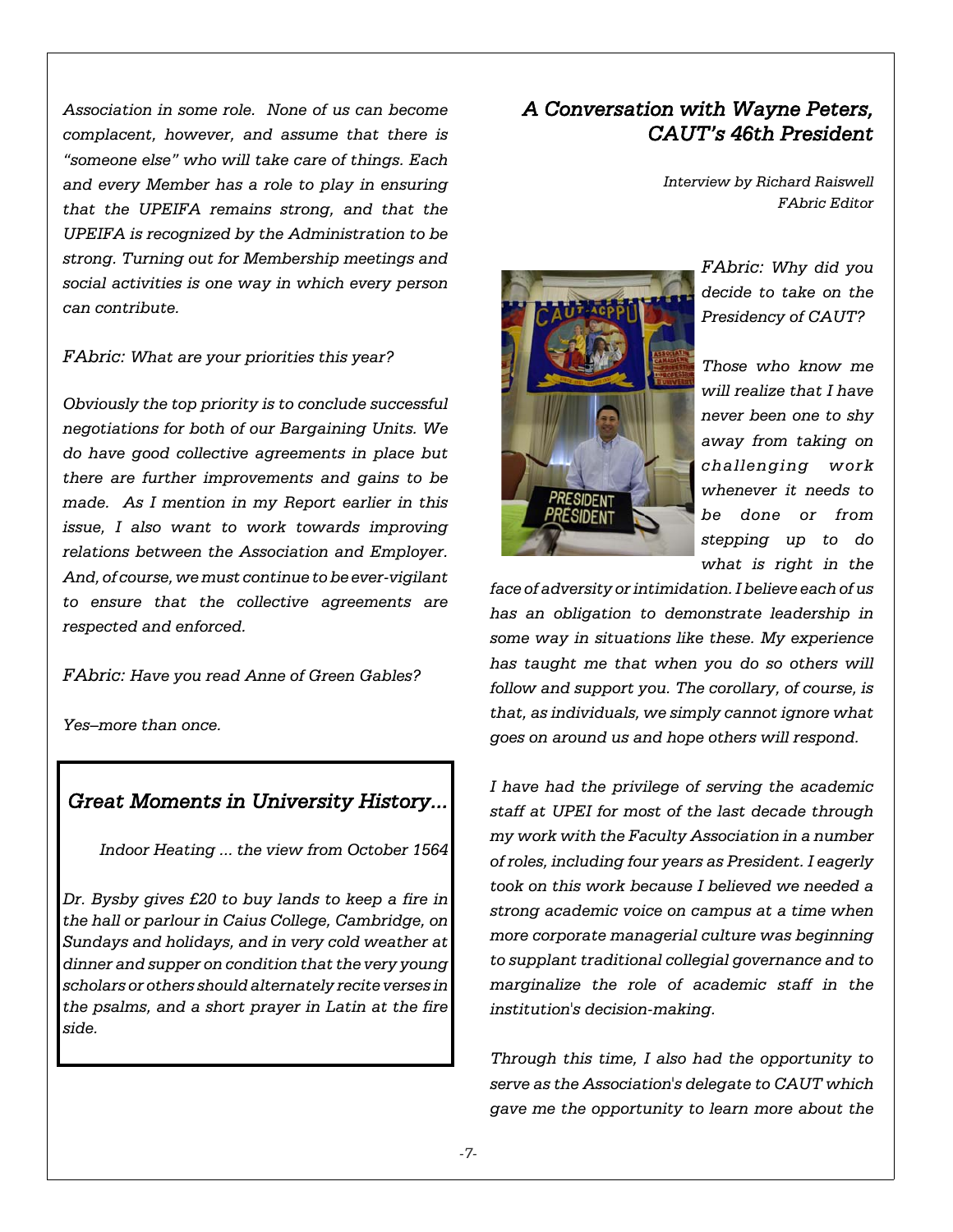*Association in some role. None of us can become complacent, however, and assume that there is "someone else" who will take care of things. Each and every Member has a role to play in ensuring that the UPEIFA remains strong, and that the UPEIFA is recognized by the Administration to be strong. Turning out for Membership meetings and social activities is one way in which every person can contribute.*

*FAbric: What are your priorities this year?*

*Obviously the top priority is to conclude successful negotiations for both of our Bargaining Units. We do have good collective agreements in place but there are further improvements and gains to be made. As I mention in my Report earlier in this issue, I also want to work towards improving relations between the Association and Employer. And, of course, we must continue to be ever-vigilant to ensure that the collective agreements are respected and enforced.*

*FAbric: Have you read Anne of Green Gables?*

*Yes–more than once.*

## *Great Moments in University History...*

*Indoor Heating ... the view from October 1564*

*Dr. Bysby gives £20 to buy lands to keep a fire in the hall or parlour in Caius College, Cambridge, on Sundays and holidays, and in very cold weather at dinner and supper on condition that the very young scholars or others should alternately recite verses in the psalms, and a short prayer in Latin at the fire side.*

## *A Conversation with Wayne Peters, CAUT's 46th President*

*Interview by Richard Raiswell*
*FAbric Editor*

*FAbric: Why did you decide to take on the Presidency of CAUT?*

*Those who know me will realize that I have never been one to shy away from taking on challenging work whenever it needs to be done or from stepping up to do what is right in the face of adversity or intimidation. I believe each of us has an obligation to demonstrate leadership in some way in situations like these. My experience has taught me that when you do so others will follow and support you. The corollary, of course, is that, as individuals, we simply cannot ignore what goes on around us and hope others will respond.*

*I have had the privilege of serving the academic staff at UPEI for most of the last decade through my work with the Faculty Association in a number of roles, including four years as President. I eagerly took on this work because I believed we needed a strong academic voice on campus at a time when more corporate managerial culture was beginning to supplant traditional collegial governance and to marginalize the role of academic staff in the institution's decision-making.*

*Through this time, I also had the opportunity to serve as the Association's delegate to CAUT which gave me the opportunity to learn more about the*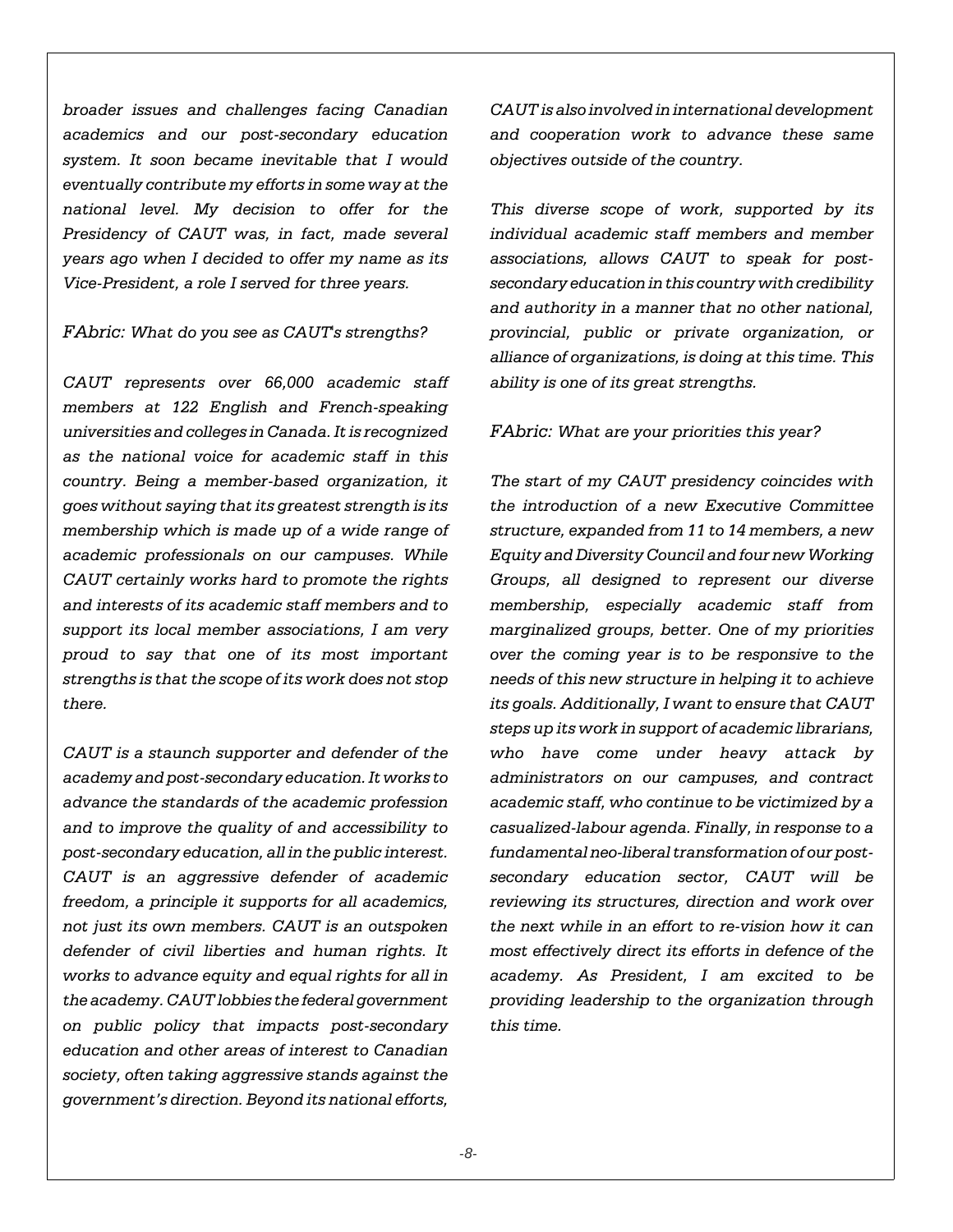*broader issues and challenges facing Canadian academics and our post-secondary education system. It soon became inevitable that I would eventually contribute my efforts in some way at the national level. My decision to offer for the Presidency of CAUT was, in fact, made several years ago when I decided to offer my name as its Vice-President, a role I served for three years.*

*FAbric: What do you see as CAUT's strengths?*

*CAUT represents over 66,000 academic staff members at 122 English and French-speaking universities and colleges in Canada. It is recognized as the national voice for academic staff in this country. Being a member-based organization, it goes without saying that its greatest strength is its membership which is made up of a wide range of academic professionals on our campuses. While CAUT certainly works hard to promote the rights and interests of its academic staff members and to support its local member associations, I am very proud to say that one of its most important strengths is that the scope of its work does not stop there.*

*CAUT is a staunch supporter and defender of the academy and post-secondary education. It works to advance the standards of the academic profession and to improve the quality of and accessibility to post-secondary education, all in the public interest. CAUT is an aggressive defender of academic freedom, a principle it supports for all academics, not just its own members. CAUT is an outspoken defender of civil liberties and human rights. It works to advance equity and equal rights for all in the academy. CAUT lobbies the federal government on public policy that impacts post-secondary education and other areas of interest to Canadian society, often taking aggressive stands against the government's direction. Beyond its national efforts, CAUT is also involved in international development and cooperation work to advance these same objectives outside of the country.*

*This diverse scope of work, supported by its individual academic staff members and member associations, allows CAUT to speak for post-secondary education in this country with credibility and authority in a manner that no other national, provincial, public or private organization, or alliance of organizations, is doing at this time. This ability is one of its great strengths.*

*FAbric: What are your priorities this year?*

*The start of my CAUT presidency coincides with the introduction of a new Executive Committee structure, expanded from 11 to 14 members, a new Equity and Diversity Council and four new Working Groups, all designed to represent our diverse membership, especially academic staff from marginalized groups, better. One of my priorities over the coming year is to be responsive to the needs of this new structure in helping it to achieve its goals. Additionally, I want to ensure that CAUT steps up its work in support of academic librarians, who have come under heavy attack by administrators on our campuses, and contract academic staff, who continue to be victimized by a casualized-labour agenda. Finally, in response to a fundamental neo-liberal transformation of our post-secondary education sector, CAUT will be reviewing its structures, direction and work over the next while in an effort to re-vision how it can most effectively direct its efforts in defence of the academy. As President, I am excited to be providing leadership to the organization through this time.*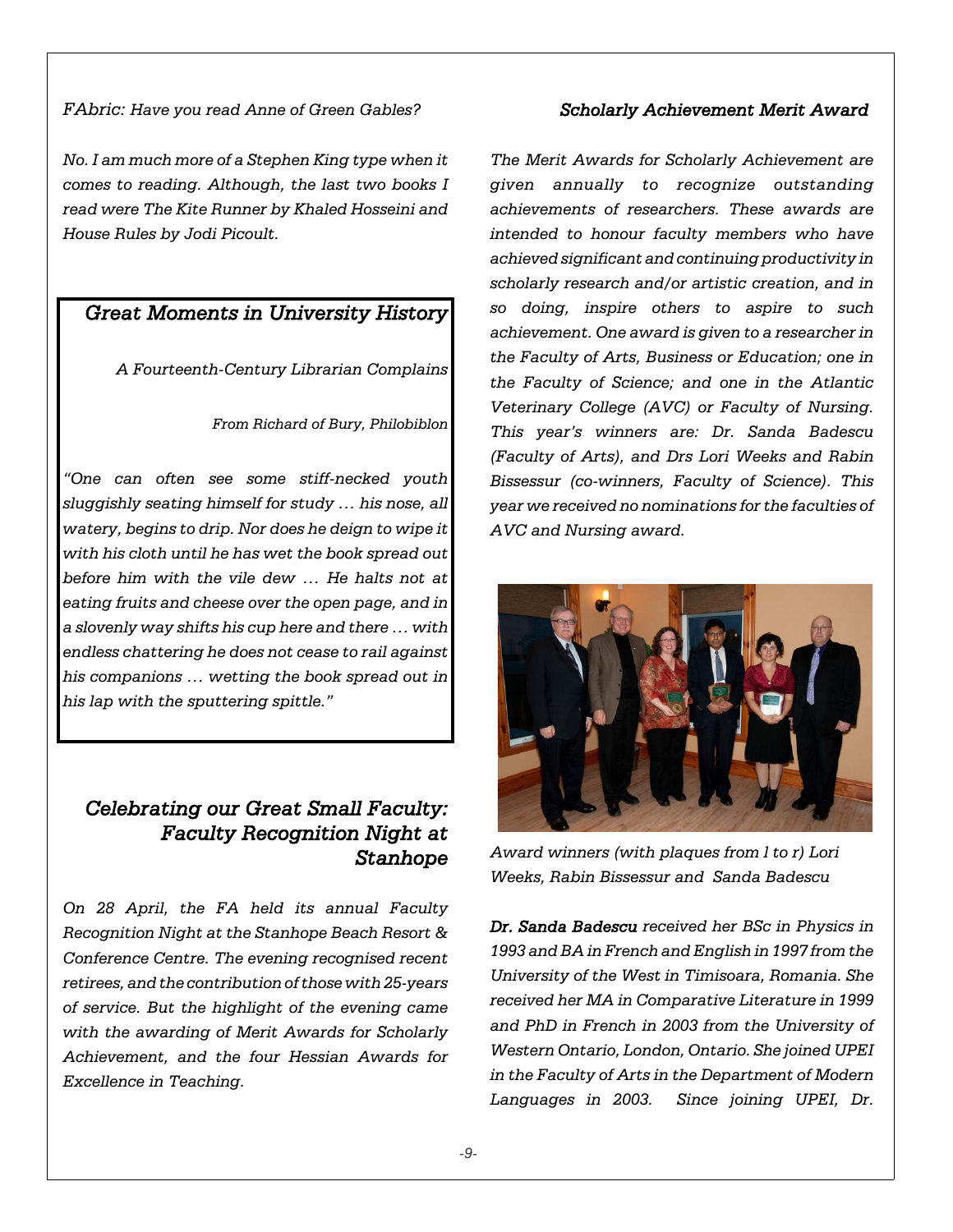*FAbric: Have you read Anne of Green Gables?*

*No. I am much more of a Stephen King type when it comes to reading. Although, the last two books I read were The Kite Runner by Khaled Hosseini and House Rules by Jodi Picoult.*

## *Great Moments in University History*

*A Fourteenth-Century Librarian Complains*

*From Richard of Bury, Philobiblon*

*"One can often see some stiff-necked youth sluggishly seating himself for study … his nose, all watery, begins to drip. Nor does he deign to wipe it with his cloth until he has wet the book spread out before him with the vile dew … He halts not at eating fruits and cheese over the open page, and in a slovenly way shifts his cup here and there … with endless chattering he does not cease to rail against his companions … wetting the book spread out in his lap with the sputtering spittle."*

## *Celebrating our Great Small Faculty: Faculty Recognition Night at Stanhope*

*On 28 April, the FA held its annual Faculty Recognition Night at the Stanhope Beach Resort & Conference Centre. The evening recognised recent retirees, and the contribution of those with 25-years of service. But the highlight of the evening came with the awarding of Merit Awards for Scholarly Achievement, and the four Hessian Awards for Excellence in Teaching.*

### *Scholarly Achievement Merit Award*

*The Merit Awards for Scholarly Achievement are given annually to recognize outstanding achievements of researchers. These awards are intended to honour faculty members who have achieved significant and continuing productivity in scholarly research and/or artistic creation, and in so doing, inspire others to aspire to such achievement. One award is given to a researcher in the Faculty of Arts, Business or Education; one in the Faculty of Science; and one in the Atlantic Veterinary College (AVC) or Faculty of Nursing. This year's winners are: Dr. Sanda Badescu (Faculty of Arts), and Drs Lori Weeks and Rabin Bissessur (co-winners, Faculty of Science). This year we received no nominations for the faculties of AVC and Nursing award.*

*Award winners (with plaques from l to r) Lori Weeks, Rabin Bissessur and Sanda Badescu*

***Dr. Sanda Badescu** received her BSc in Physics in 1993 and BA in French and English in 1997 from the University of the West in Timisoara, Romania. She received her MA in Comparative Literature in 1999 and PhD in French in 2003 from the University of Western Ontario, London, Ontario. She joined UPEI in the Faculty of Arts in the Department of Modern Languages in 2003. Since joining UPEI, Dr.*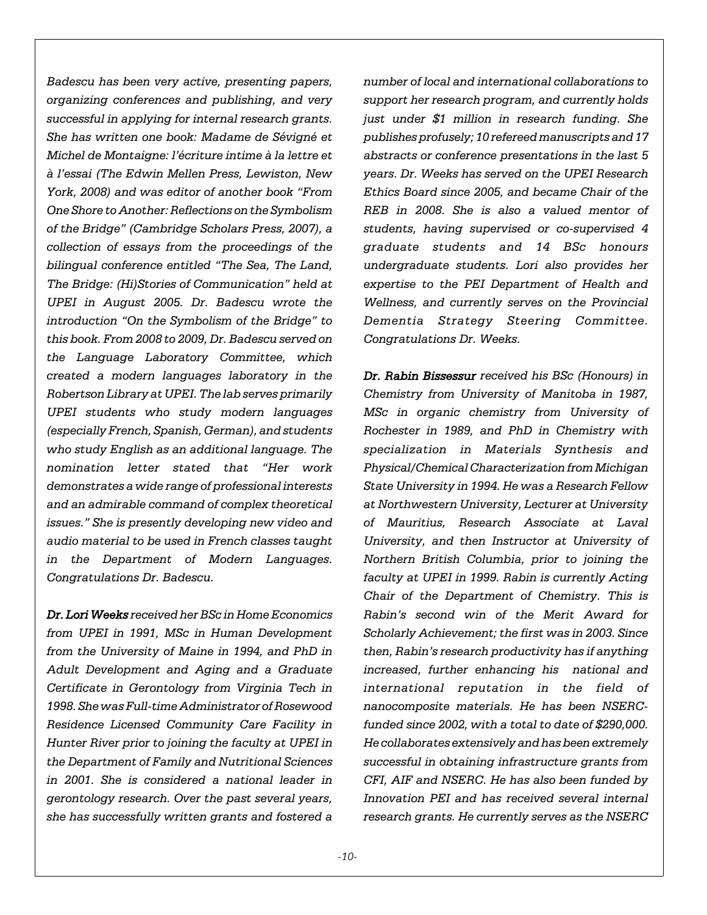*Badescu has been very active, presenting papers, organizing conferences and publishing, and very successful in applying for internal research grants. She has written one book: Madame de Sévigné et Michel de Montaigne: l'écriture intime à la lettre et à l'essai (The Edwin Mellen Press, Lewiston, New York, 2008) and was editor of another book "From One Shore to Another: Reflections on the Symbolism of the Bridge" (Cambridge Scholars Press, 2007), a collection of essays from the proceedings of the bilingual conference entitled "The Sea, The Land, The Bridge: (Hi)Stories of Communication" held at UPEI in August 2005. Dr. Badescu wrote the introduction "On the Symbolism of the Bridge" to this book. From 2008 to 2009, Dr. Badescu served on the Language Laboratory Committee, which created a modern languages laboratory in the Robertson Library at UPEI. The lab serves primarily UPEI students who study modern languages (especially French, Spanish, German), and students who study English as an additional language. The nomination letter stated that "Her work demonstrates a wide range of professional interests and an admirable command of complex theoretical issues." She is presently developing new video and audio material to be used in French classes taught in the Department of Modern Languages. Congratulations Dr. Badescu.*

***Dr. Lori Weeks** received her BSc in Home Economics from UPEI in 1991, MSc in Human Development from the University of Maine in 1994, and PhD in Adult Development and Aging and a Graduate Certificate in Gerontology from Virginia Tech in 1998. She was Full-time Administrator of Rosewood Residence Licensed Community Care Facility in Hunter River prior to joining the faculty at UPEI in the Department of Family and Nutritional Sciences in 2001. She is considered a national leader in gerontology research. Over the past several years, she has successfully written grants and fostered a number of local and international collaborations to support her research program, and currently holds just under $1 million in research funding. She publishes profusely; 10 refereed manuscripts and 17 abstracts or conference presentations in the last 5 years. Dr. Weeks has served on the UPEI Research Ethics Board since 2005, and became Chair of the REB in 2008. She is also a valued mentor of students, having supervised or co-supervised 4 graduate students and 14 BSc honours undergraduate students. Lori also provides her expertise to the PEI Department of Health and Wellness, and currently serves on the Provincial Dementia Strategy Steering Committee. Congratulations Dr. Weeks.*

***Dr. Rabin Bissessur** received his BSc (Honours) in Chemistry from University of Manitoba in 1987, MSc in organic chemistry from University of Rochester in 1989, and PhD in Chemistry with specialization in Materials Synthesis and Physical/Chemical Characterization from Michigan State University in 1994. He was a Research Fellow at Northwestern University, Lecturer at University of Mauritius, Research Associate at Laval University, and then Instructor at University of Northern British Columbia, prior to joining the faculty at UPEI in 1999. Rabin is currently Acting Chair of the Department of Chemistry. This is Rabin's second win of the Merit Award for Scholarly Achievement; the first was in 2003. Since then, Rabin's research productivity has if anything increased, further enhancing his national and international reputation in the field of nanocomposite materials. He has been NSERC-funded since 2002, with a total to date of $290,000. He collaborates extensively and has been extremely successful in obtaining infrastructure grants from CFI, AIF and NSERC. He has also been funded by Innovation PEI and has received several internal research grants. He currently serves as the NSERC*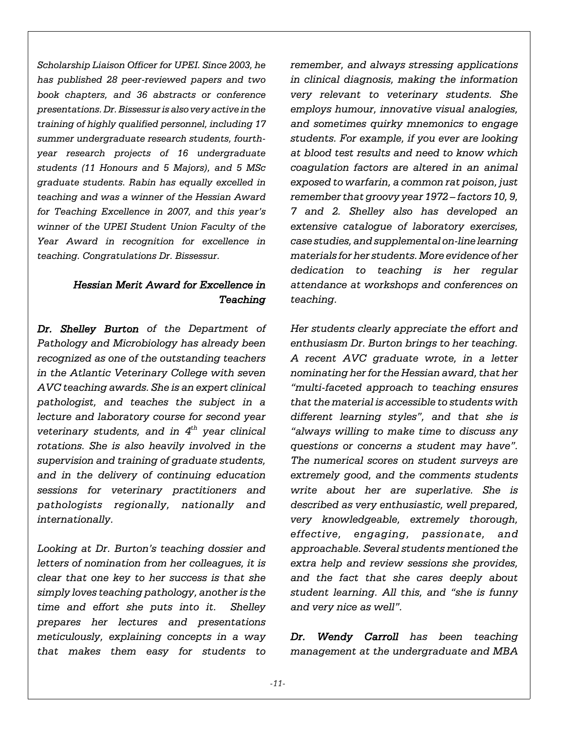*Scholarship Liaison Officer for UPEI. Since 2003, he has published 28 peer-reviewed papers and two book chapters, and 36 abstracts or conference presentations. Dr. Bissessur is also very active in the training of highly qualified personnel, including 17 summer undergraduate research students, fourth-year research projects of 16 undergraduate students (11 Honours and 5 Majors), and 5 MSc graduate students. Rabin has equally excelled in teaching and was a winner of the Hessian Award for Teaching Excellence in 2007, and this year's winner of the UPEI Student Union Faculty of the Year Award in recognition for excellence in teaching. Congratulations Dr. Bissessur.*

### *Hessian Merit Award for Excellence in Teaching*

***Dr. Shelley Burton*** *of the Department of Pathology and Microbiology has already been recognized as one of the outstanding teachers in the Atlantic Veterinary College with seven AVC teaching awards. She is an expert clinical pathologist, and teaches the subject in a lecture and laboratory course for second year veterinary students, and in 4th year clinical rotations. She is also heavily involved in the supervision and training of graduate students, and in the delivery of continuing education sessions for veterinary practitioners and pathologists regionally, nationally and internationally.*

*Looking at Dr. Burton's teaching dossier and letters of nomination from her colleagues, it is clear that one key to her success is that she simply loves teaching pathology, another is the time and effort she puts into it. Shelley prepares her lectures and presentations meticulously, explaining concepts in a way that makes them easy for students to remember, and always stressing applications in clinical diagnosis, making the information very relevant to veterinary students. She employs humour, innovative visual analogies, and sometimes quirky mnemonics to engage students. For example, if you ever are looking at blood test results and need to know which coagulation factors are altered in an animal exposed to warfarin, a common rat poison, just remember that groovy year 1972 – factors 10, 9, 7 and 2. Shelley also has developed an extensive catalogue of laboratory exercises, case studies, and supplemental on-line learning materials for her students. More evidence of her dedication to teaching is her regular attendance at workshops and conferences on teaching.*

*Her students clearly appreciate the effort and enthusiasm Dr. Burton brings to her teaching. A recent AVC graduate wrote, in a letter nominating her for the Hessian award, that her "multi-faceted approach to teaching ensures that the material is accessible to students with different learning styles", and that she is "always willing to make time to discuss any questions or concerns a student may have". The numerical scores on student surveys are extremely good, and the comments students write about her are superlative. She is described as very enthusiastic, well prepared, very knowledgeable, extremely thorough, effective, engaging, passionate, and approachable. Several students mentioned the extra help and review sessions she provides, and the fact that she cares deeply about student learning. All this, and "she is funny and very nice as well".*

***Dr. Wendy Carroll*** *has been teaching management at the undergraduate and MBA*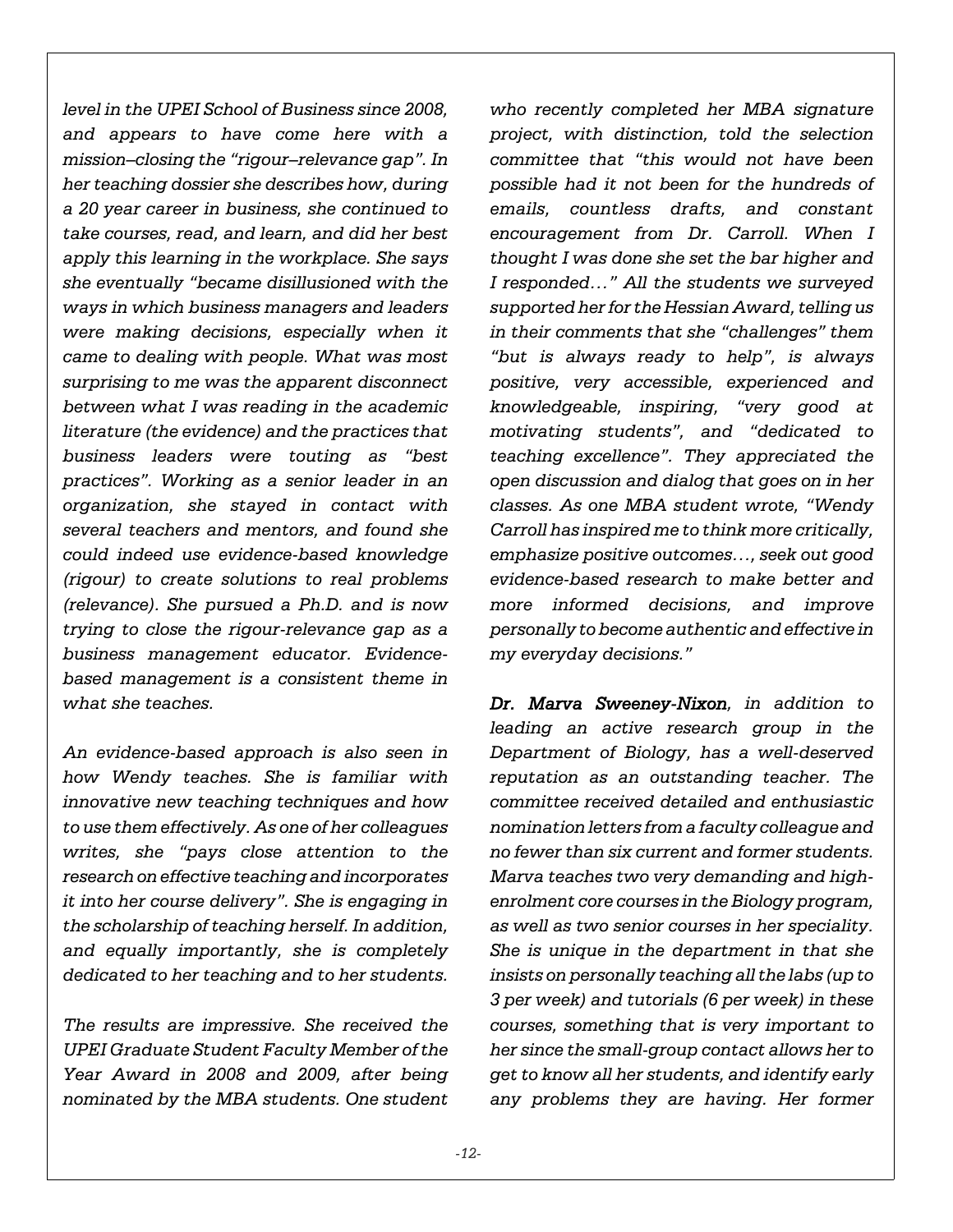*level in the UPEI School of Business since 2008, and appears to have come here with a mission–closing the "rigour–relevance gap". In her teaching dossier she describes how, during a 20 year career in business, she continued to take courses, read, and learn, and did her best apply this learning in the workplace. She says she eventually "became disillusioned with the ways in which business managers and leaders were making decisions, especially when it came to dealing with people. What was most surprising to me was the apparent disconnect between what I was reading in the academic literature (the evidence) and the practices that business leaders were touting as "best practices". Working as a senior leader in an organization, she stayed in contact with several teachers and mentors, and found she could indeed use evidence-based knowledge (rigour) to create solutions to real problems (relevance). She pursued a Ph.D. and is now trying to close the rigour-relevance gap as a business management educator. Evidence-based management is a consistent theme in what she teaches.*

*An evidence-based approach is also seen in how Wendy teaches. She is familiar with innovative new teaching techniques and how to use them effectively. As one of her colleagues writes, she "pays close attention to the research on effective teaching and incorporates it into her course delivery". She is engaging in the scholarship of teaching herself. In addition, and equally importantly, she is completely dedicated to her teaching and to her students.*

*The results are impressive. She received the UPEI Graduate Student Faculty Member of the Year Award in 2008 and 2009, after being nominated by the MBA students. One student who recently completed her MBA signature project, with distinction, told the selection committee that "this would not have been possible had it not been for the hundreds of emails, countless drafts, and constant encouragement from Dr. Carroll. When I thought I was done she set the bar higher and I responded…" All the students we surveyed supported her for the Hessian Award, telling us in their comments that she "challenges" them "but is always ready to help", is always positive, very accessible, experienced and knowledgeable, inspiring, "very good at motivating students", and "dedicated to teaching excellence". They appreciated the open discussion and dialog that goes on in her classes. As one MBA student wrote, "Wendy Carroll has inspired me to think more critically, emphasize positive outcomes…, seek out good evidence-based research to make better and more informed decisions, and improve personally to become authentic and effective in my everyday decisions."*

***Dr. Marva Sweeney-Nixon**, in addition to leading an active research group in the Department of Biology, has a well-deserved reputation as an outstanding teacher. The committee received detailed and enthusiastic nomination letters from a faculty colleague and no fewer than six current and former students. Marva teaches two very demanding and high-enrolment core courses in the Biology program, as well as two senior courses in her speciality. She is unique in the department in that she insists on personally teaching all the labs (up to 3 per week) and tutorials (6 per week) in these courses, something that is very important to her since the small-group contact allows her to get to know all her students, and identify early any problems they are having. Her former*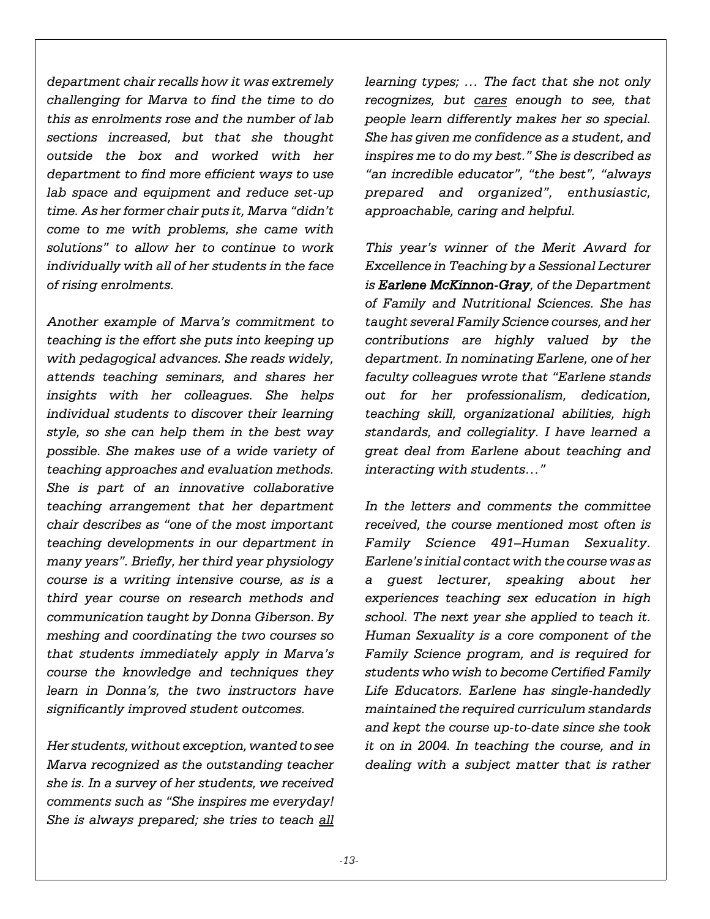*department chair recalls how it was extremely challenging for Marva to find the time to do this as enrolments rose and the number of lab sections increased, but that she thought outside the box and worked with her department to find more efficient ways to use lab space and equipment and reduce set-up time. As her former chair puts it, Marva "didn't come to me with problems, she came with solutions" to allow her to continue to work individually with all of her students in the face of rising enrolments.*

*Another example of Marva's commitment to teaching is the effort she puts into keeping up with pedagogical advances. She reads widely, attends teaching seminars, and shares her insights with her colleagues. She helps individual students to discover their learning style, so she can help them in the best way possible. She makes use of a wide variety of teaching approaches and evaluation methods. She is part of an innovative collaborative teaching arrangement that her department chair describes as "one of the most important teaching developments in our department in many years". Briefly, her third year physiology course is a writing intensive course, as is a third year course on research methods and communication taught by Donna Giberson. By meshing and coordinating the two courses so that students immediately apply in Marva's course the knowledge and techniques they learn in Donna's, the two instructors have significantly improved student outcomes.*

*Her students, without exception, wanted to see Marva recognized as the outstanding teacher she is. In a survey of her students, we received comments such as "She inspires me everyday! She is always prepared; she tries to teach all learning types; … The fact that she not only recognizes, but cares enough to see, that people learn differently makes her so special. She has given me confidence as a student, and inspires me to do my best." She is described as "an incredible educator", "the best", "always prepared and organized", enthusiastic, approachable, caring and helpful.*

*This year's winner of the Merit Award for Excellence in Teaching by a Sessional Lecturer is* ***Earlene McKinnon-Gray****, of the Department of Family and Nutritional Sciences. She has taught several Family Science courses, and her contributions are highly valued by the department. In nominating Earlene, one of her faculty colleagues wrote that "Earlene stands out for her professionalism, dedication, teaching skill, organizational abilities, high standards, and collegiality. I have learned a great deal from Earlene about teaching and interacting with students…"*

*In the letters and comments the committee received, the course mentioned most often is Family Science 491–Human Sexuality. Earlene's initial contact with the course was as a guest lecturer, speaking about her experiences teaching sex education in high school. The next year she applied to teach it. Human Sexuality is a core component of the Family Science program, and is required for students who wish to become Certified Family Life Educators. Earlene has single-handedly maintained the required curriculum standards and kept the course up-to-date since she took it on in 2004. In teaching the course, and in dealing with a subject matter that is rather*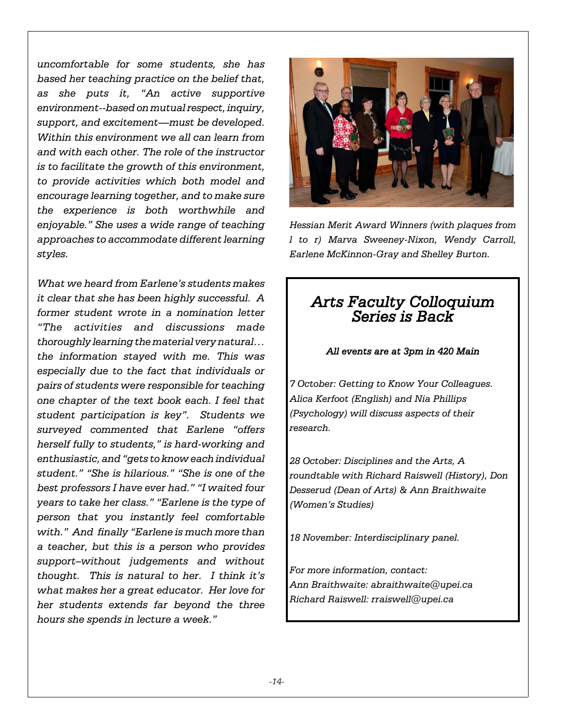*uncomfortable for some students, she has based her teaching practice on the belief that, as she puts it, "An active supportive environment--based on mutual respect, inquiry, support, and excitement—must be developed. Within this environment we all can learn from and with each other. The role of the instructor is to facilitate the growth of this environment, to provide activities which both model and encourage learning together, and to make sure the experience is both worthwhile and enjoyable." She uses a wide range of teaching approaches to accommodate different learning styles.*

*What we heard from Earlene's students makes it clear that she has been highly successful. A former student wrote in a nomination letter "The activities and discussions made thoroughly learning the material very natural… the information stayed with me. This was especially due to the fact that individuals or pairs of students were responsible for teaching one chapter of the text book each. I feel that student participation is key". Students we surveyed commented that Earlene "offers herself fully to students," is hard-working and enthusiastic, and "gets to know each individual student." "She is hilarious." "She is one of the best professors I have ever had." "I waited four years to take her class." "Earlene is the type of person that you instantly feel comfortable with." And finally "Earlene is much more than a teacher, but this is a person who provides support–without judgements and without thought. This is natural to her. I think it's what makes her a great educator. Her love for her students extends far beyond the three hours she spends in lecture a week."*

*Hessian Merit Award Winners (with plaques from l to r) Marva Sweeney-Nixon, Wendy Carroll, Earlene McKinnon-Gray and Shelley Burton.*

## *Arts Faculty Colloquium Series is Back*

***All events are at 3pm in 420 Main***

*7 October: Getting to Know Your Colleagues. Alica Kerfoot (English) and Nia Phillips (Psychology) will discuss aspects of their research.*

*28 October: Disciplines and the Arts, A roundtable with Richard Raiswell (History), Don Desserud (Dean of Arts) & Ann Braithwaite (Women's Studies)*

*18 November: Interdisciplinary panel.*

*For more information, contact:*
*Ann Braithwaite: abraithwaite@upei.ca*
*Richard Raiswell: rraiswell@upei.ca*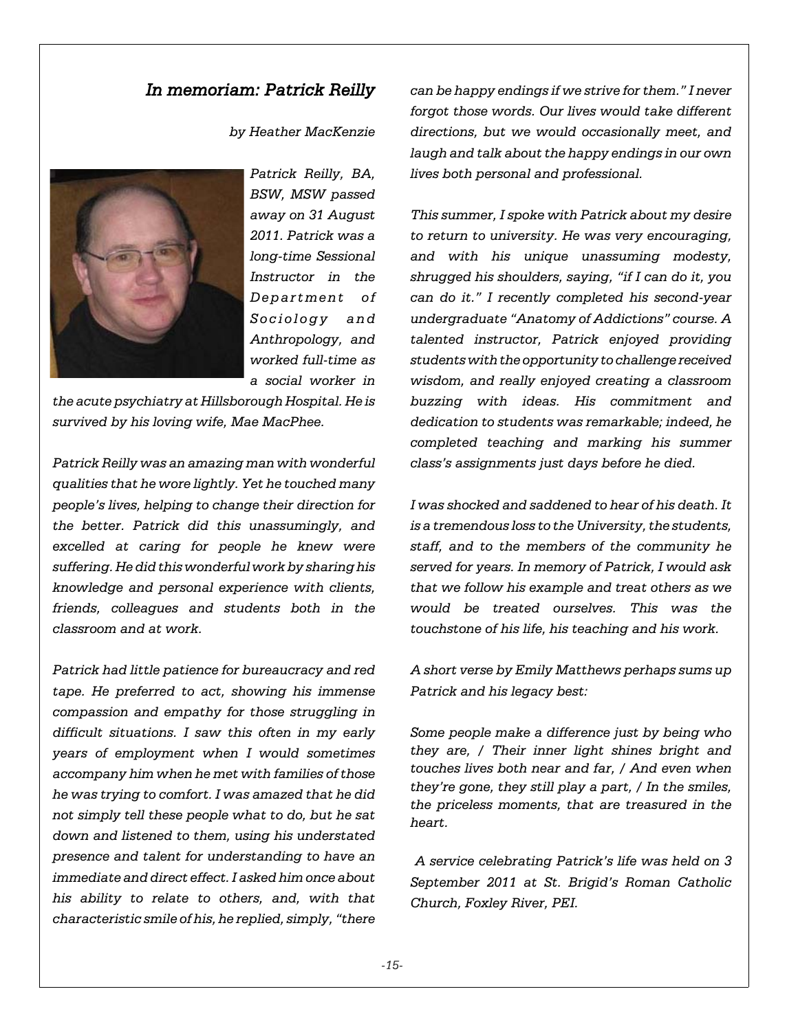## *In memoriam: Patrick Reilly*

*by Heather MacKenzie*

*Patrick Reilly, BA, BSW, MSW passed away on 31 August 2011. Patrick was a long-time Sessional Instructor in the Department of Sociology and Anthropology, and worked full-time as a social worker in the acute psychiatry at Hillsborough Hospital. He is survived by his loving wife, Mae MacPhee.*

*Patrick Reilly was an amazing man with wonderful qualities that he wore lightly. Yet he touched many people's lives, helping to change their direction for the better. Patrick did this unassumingly, and excelled at caring for people he knew were suffering. He did this wonderful work by sharing his knowledge and personal experience with clients, friends, colleagues and students both in the classroom and at work.*

*Patrick had little patience for bureaucracy and red tape. He preferred to act, showing his immense compassion and empathy for those struggling in difficult situations. I saw this often in my early years of employment when I would sometimes accompany him when he met with families of those he was trying to comfort. I was amazed that he did not simply tell these people what to do, but he sat down and listened to them, using his understated presence and talent for understanding to have an immediate and direct effect. I asked him once about his ability to relate to others, and, with that characteristic smile of his, he replied, simply, "there can be happy endings if we strive for them." I never forgot those words. Our lives would take different directions, but we would occasionally meet, and laugh and talk about the happy endings in our own lives both personal and professional.*

*This summer, I spoke with Patrick about my desire to return to university. He was very encouraging, and with his unique unassuming modesty, shrugged his shoulders, saying, "if I can do it, you can do it." I recently completed his second-year undergraduate "Anatomy of Addictions" course. A talented instructor, Patrick enjoyed providing students with the opportunity to challenge received wisdom, and really enjoyed creating a classroom buzzing with ideas. His commitment and dedication to students was remarkable; indeed, he completed teaching and marking his summer class's assignments just days before he died.*

*I was shocked and saddened to hear of his death. It is a tremendous loss to the University, the students, staff, and to the members of the community he served for years. In memory of Patrick, I would ask that we follow his example and treat others as we would be treated ourselves. This was the touchstone of his life, his teaching and his work.*

*A short verse by Emily Matthews perhaps sums up Patrick and his legacy best:*

*Some people make a difference just by being who they are, / Their inner light shines bright and touches lives both near and far, / And even when they're gone, they still play a part, / In the smiles, the priceless moments, that are treasured in the heart.*

*A service celebrating Patrick's life was held on 3 September 2011 at St. Brigid's Roman Catholic Church, Foxley River, PEI.*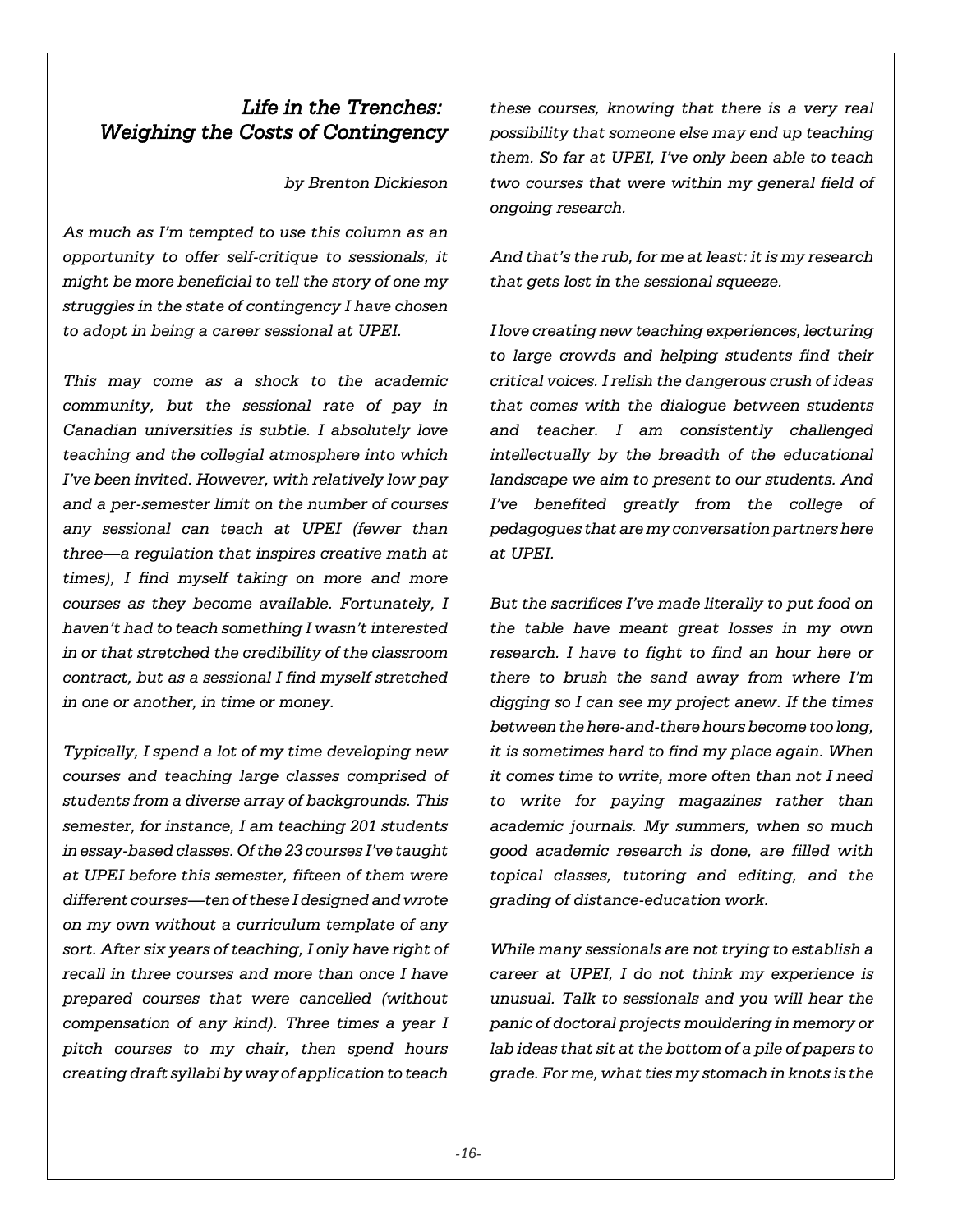## *Life in the Trenches: Weighing the Costs of Contingency*

*by Brenton Dickieson*

*As much as I'm tempted to use this column as an opportunity to offer self-critique to sessionals, it might be more beneficial to tell the story of one my struggles in the state of contingency I have chosen to adopt in being a career sessional at UPEI.*

*This may come as a shock to the academic community, but the sessional rate of pay in Canadian universities is subtle. I absolutely love teaching and the collegial atmosphere into which I've been invited. However, with relatively low pay and a per-semester limit on the number of courses any sessional can teach at UPEI (fewer than three—a regulation that inspires creative math at times), I find myself taking on more and more courses as they become available. Fortunately, I haven't had to teach something I wasn't interested in or that stretched the credibility of the classroom contract, but as a sessional I find myself stretched in one or another, in time or money.*

*Typically, I spend a lot of my time developing new courses and teaching large classes comprised of students from a diverse array of backgrounds. This semester, for instance, I am teaching 201 students in essay-based classes. Of the 23 courses I've taught at UPEI before this semester, fifteen of them were different courses—ten of these I designed and wrote on my own without a curriculum template of any sort. After six years of teaching, I only have right of recall in three courses and more than once I have prepared courses that were cancelled (without compensation of any kind). Three times a year I pitch courses to my chair, then spend hours creating draft syllabi by way of application to teach these courses, knowing that there is a very real possibility that someone else may end up teaching them. So far at UPEI, I've only been able to teach two courses that were within my general field of ongoing research.*

*And that's the rub, for me at least: it is my research that gets lost in the sessional squeeze.*

*I love creating new teaching experiences, lecturing to large crowds and helping students find their critical voices. I relish the dangerous crush of ideas that comes with the dialogue between students and teacher. I am consistently challenged intellectually by the breadth of the educational landscape we aim to present to our students. And I've benefited greatly from the college of pedagogues that are my conversation partners here at UPEI.*

*But the sacrifices I've made literally to put food on the table have meant great losses in my own research. I have to fight to find an hour here or there to brush the sand away from where I'm digging so I can see my project anew. If the times between the here-and-there hours become too long, it is sometimes hard to find my place again. When it comes time to write, more often than not I need to write for paying magazines rather than academic journals. My summers, when so much good academic research is done, are filled with topical classes, tutoring and editing, and the grading of distance-education work.*

*While many sessionals are not trying to establish a career at UPEI, I do not think my experience is unusual. Talk to sessionals and you will hear the panic of doctoral projects mouldering in memory or lab ideas that sit at the bottom of a pile of papers to grade. For me, what ties my stomach in knots is the*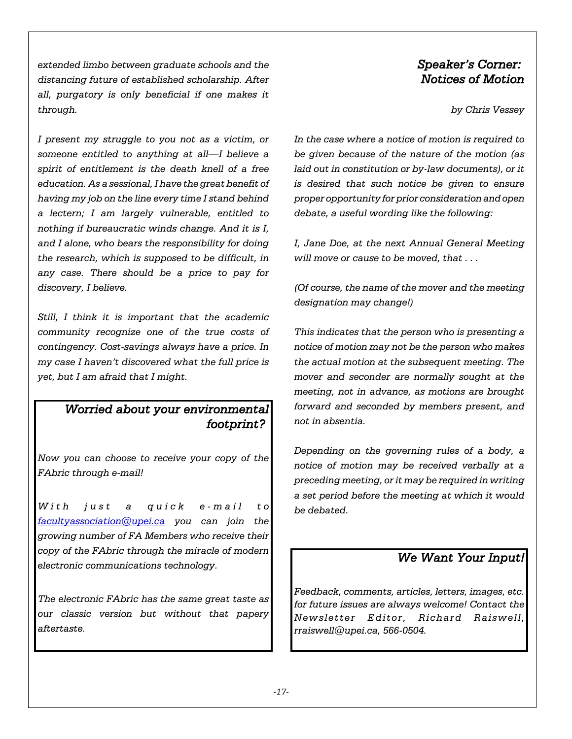*extended limbo between graduate schools and the distancing future of established scholarship. After all, purgatory is only beneficial if one makes it through.*

*I present my struggle to you not as a victim, or someone entitled to anything at all—I believe a spirit of entitlement is the death knell of a free education. As a sessional, I have the great benefit of having my job on the line every time I stand behind a lectern; I am largely vulnerable, entitled to nothing if bureaucratic winds change. And it is I, and I alone, who bears the responsibility for doing the research, which is supposed to be difficult, in any case. There should be a price to pay for discovery, I believe.*

*Still, I think it is important that the academic community recognize one of the true costs of contingency. Cost-savings always have a price. In my case I haven't discovered what the full price is yet, but I am afraid that I might.*

### *Worried about your environmental footprint?*

*Now you can choose to receive your copy of the FAbric through e-mail!*

*With just a quick e-mail to facultyassociation@upei.ca you can join the growing number of FA Members who receive their copy of the FAbric through the miracle of modern electronic communications technology.*

*The electronic FAbric has the same great taste as our classic version but without that papery aftertaste.*

## *Speaker's Corner: Notices of Motion*

*by Chris Vessey*

*In the case where a notice of motion is required to be given because of the nature of the motion (as laid out in constitution or by-law documents), or it is desired that such notice be given to ensure proper opportunity for prior consideration and open debate, a useful wording like the following:*

*I, Jane Doe, at the next Annual General Meeting will move or cause to be moved, that . . .*

*(Of course, the name of the mover and the meeting designation may change!)*

*This indicates that the person who is presenting a notice of motion may not be the person who makes the actual motion at the subsequent meeting. The mover and seconder are normally sought at the meeting, not in advance, as motions are brought forward and seconded by members present, and not in absentia.*

*Depending on the governing rules of a body, a notice of motion may be received verbally at a preceding meeting, or it may be required in writing a set period before the meeting at which it would be debated.*

### *We Want Your Input!*

*Feedback, comments, articles, letters, images, etc. for future issues are always welcome! Contact the Newsletter Editor, Richard Raiswell, rraiswell@upei.ca, 566-0504.*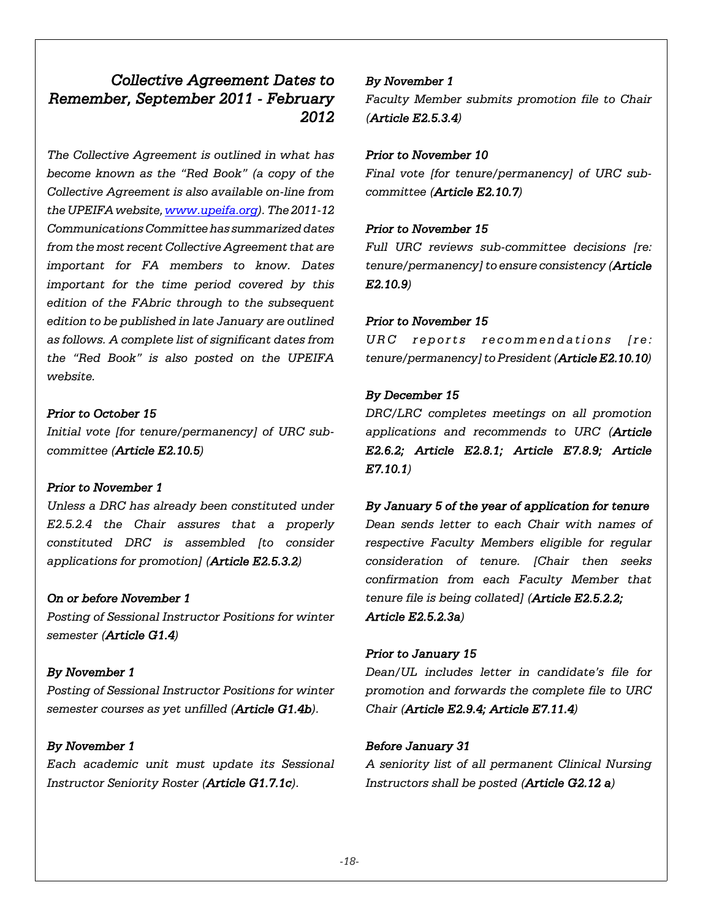## *Collective Agreement Dates to Remember, September 2011 - February 2012*

*The Collective Agreement is outlined in what has become known as the "Red Book" (a copy of the Collective Agreement is also available on-line from the UPEIFA website, [www.upeifa.org](http://www.upeifa.org)). The 2011-12 Communications Committee has summarized dates from the most recent Collective Agreement that are important for FA members to know. Dates important for the time period covered by this edition of the FAbric through to the subsequent edition to be published in late January are outlined as follows. A complete list of significant dates from the "Red Book" is also posted on the UPEIFA website.*

***Prior to October 15***
*Initial vote [for tenure/permanency] of URC sub-committee (**Article E2.10.5**)*

***Prior to November 1***
*Unless a DRC has already been constituted under E2.5.2.4 the Chair assures that a properly constituted DRC is assembled [to consider applications for promotion] (**Article E2.5.3.2**)*

***On or before November 1***
*Posting of Sessional Instructor Positions for winter semester (**Article G1.4**)*

***By November 1***
*Posting of Sessional Instructor Positions for winter semester courses as yet unfilled (**Article G1.4b**).*

***By November 1***
*Each academic unit must update its Sessional Instructor Seniority Roster (**Article G1.7.1c**).*

***By November 1***
*Faculty Member submits promotion file to Chair (**Article E2.5.3.4**)*

***Prior to November 10***
*Final vote [for tenure/permanency] of URC sub-committee (**Article E2.10.7**)*

***Prior to November 15***
*Full URC reviews sub-committee decisions [re: tenure/permanency] to ensure consistency (**Article E2.10.9**)*

***Prior to November 15***
*URC reports recommendations [re: tenure/permanency] to President (**Article E2.10.10**)*

***By December 15***
*DRC/LRC completes meetings on all promotion applications and recommends to URC (**Article E2.6.2; Article E2.8.1; Article E7.8.9; Article E7.10.1**)*

***By January 5 of the year of application for tenure***
*Dean sends letter to each Chair with names of respective Faculty Members eligible for regular consideration of tenure. [Chair then seeks confirmation from each Faculty Member that tenure file is being collated] (**Article E2.5.2.2; Article E2.5.2.3a**)*

***Prior to January 15***
*Dean/UL includes letter in candidate's file for promotion and forwards the complete file to URC Chair (**Article E2.9.4; Article E7.11.4**)*

***Before January 31***
*A seniority list of all permanent Clinical Nursing Instructors shall be posted (**Article G2.12 a**)*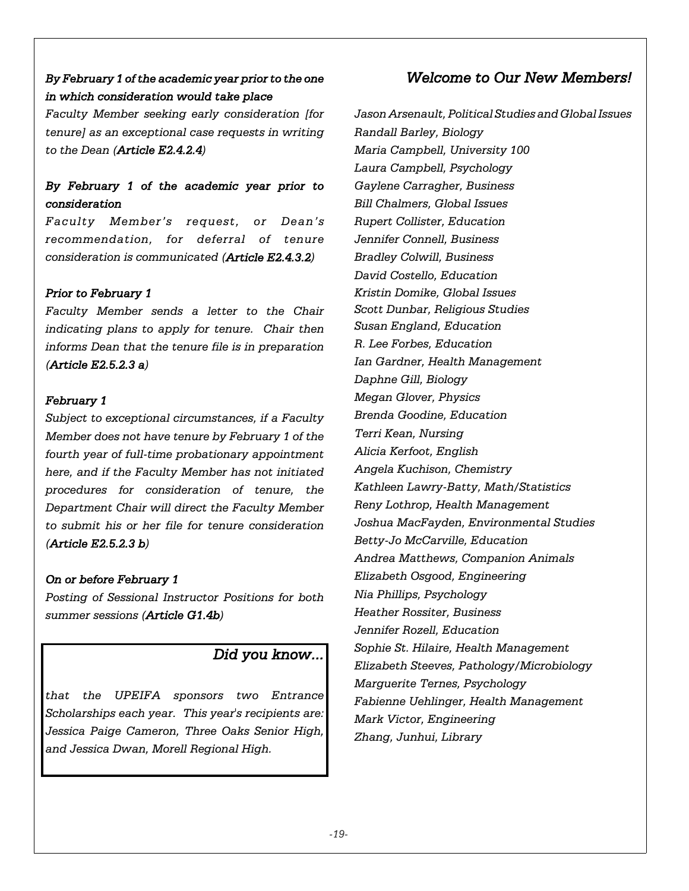***By February 1 of the academic year prior to the one in which consideration would take place***
*Faculty Member seeking early consideration [for tenure] as an exceptional case requests in writing to the Dean (**Article E2.4.2.4**)*

***By February 1 of the academic year prior to consideration***
*Faculty Member's request, or Dean's recommendation, for deferral of tenure consideration is communicated (**Article E2.4.3.2**)*

***Prior to February 1***
*Faculty Member sends a letter to the Chair indicating plans to apply for tenure. Chair then informs Dean that the tenure file is in preparation (**Article E2.5.2.3 a**)*

***February 1***
*Subject to exceptional circumstances, if a Faculty Member does not have tenure by February 1 of the fourth year of full-time probationary appointment here, and if the Faculty Member has not initiated procedures for consideration of tenure, the Department Chair will direct the Faculty Member to submit his or her file for tenure consideration (**Article E2.5.2.3 b**)*

***On or before February 1***
*Posting of Sessional Instructor Positions for both summer sessions (**Article G1.4b**)*

## *Did you know...*

*that the UPEIFA sponsors two Entrance Scholarships each year. This year's recipients are: Jessica Paige Cameron, Three Oaks Senior High, and Jessica Dwan, Morell Regional High.*

## *Welcome to Our New Members!*

*Jason Arsenault, Political Studies and Global Issues*
*Randall Barley, Biology*
*Maria Campbell, University 100*
*Laura Campbell, Psychology*
*Gaylene Carragher, Business*
*Bill Chalmers, Global Issues*
*Rupert Collister, Education*
*Jennifer Connell, Business*
*Bradley Colwill, Business*
*David Costello, Education*
*Kristin Domike, Global Issues*
*Scott Dunbar, Religious Studies*
*Susan England, Education*
*R. Lee Forbes, Education*
*Ian Gardner, Health Management*
*Daphne Gill, Biology*
*Megan Glover, Physics*
*Brenda Goodine, Education*
*Terri Kean, Nursing*
*Alicia Kerfoot, English*
*Angela Kuchison, Chemistry*
*Kathleen Lawry-Batty, Math/Statistics*
*Reny Lothrop, Health Management*
*Joshua MacFayden, Environmental Studies*
*Betty-Jo McCarville, Education*
*Andrea Matthews, Companion Animals*
*Elizabeth Osgood, Engineering*
*Nia Phillips, Psychology*
*Heather Rossiter, Business*
*Jennifer Rozell, Education*
*Sophie St. Hilaire, Health Management*
*Elizabeth Steeves, Pathology/Microbiology*
*Marguerite Ternes, Psychology*
*Fabienne Uehlinger, Health Management*
*Mark Victor, Engineering*
*Zhang, Junhui, Library*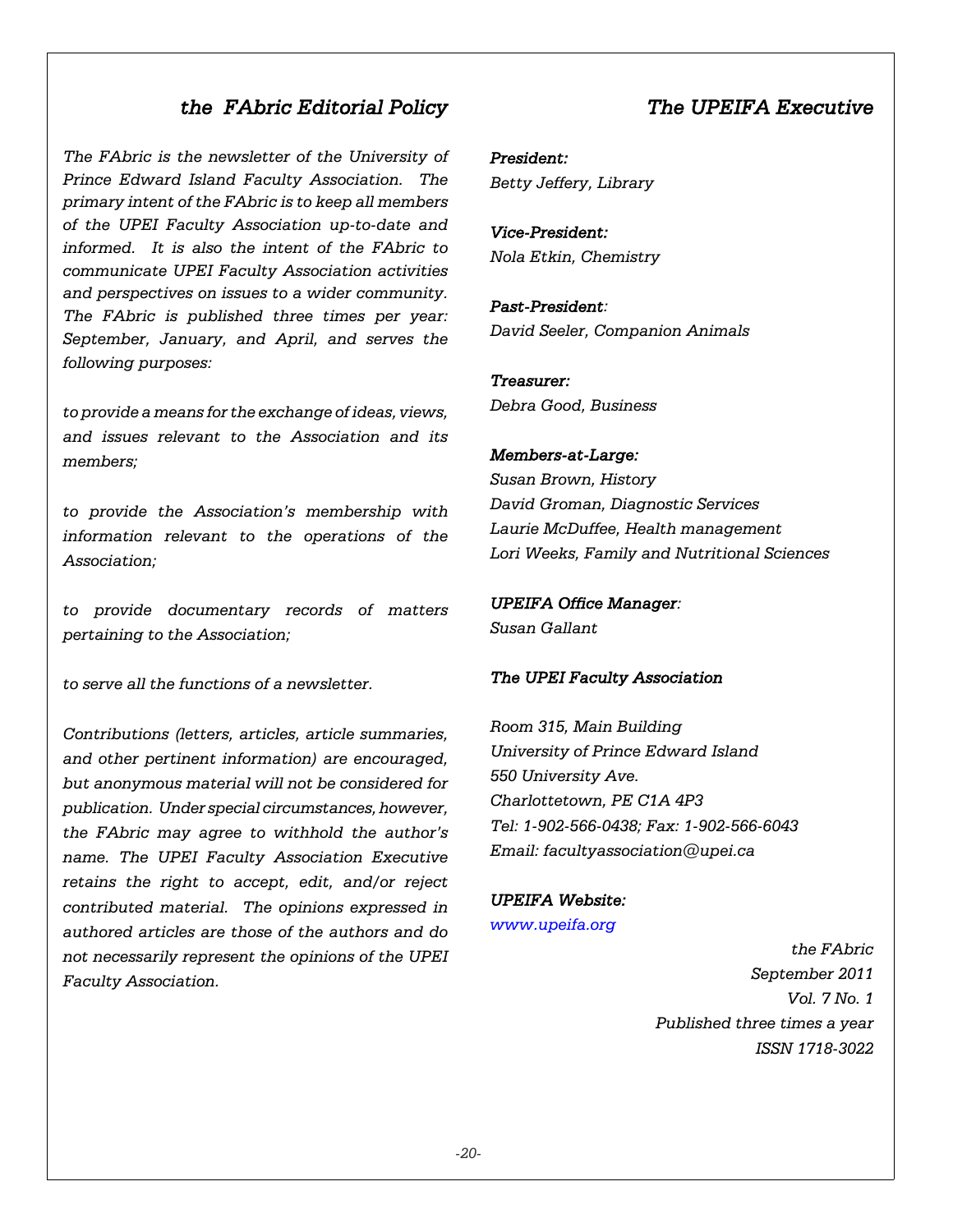## *the FAbric Editorial Policy*

*The FAbric is the newsletter of the University of Prince Edward Island Faculty Association. The primary intent of the FAbric is to keep all members of the UPEI Faculty Association up-to-date and informed. It is also the intent of the FAbric to communicate UPEI Faculty Association activities and perspectives on issues to a wider community. The FAbric is published three times per year: September, January, and April, and serves the following purposes:*

*to provide a means for the exchange of ideas, views, and issues relevant to the Association and its members;*

*to provide the Association's membership with information relevant to the operations of the Association;*

*to provide documentary records of matters pertaining to the Association;*

*to serve all the functions of a newsletter.*

*Contributions (letters, articles, article summaries, and other pertinent information) are encouraged, but anonymous material will not be considered for publication. Under special circumstances, however, the FAbric may agree to withhold the author's name. The UPEI Faculty Association Executive retains the right to accept, edit, and/or reject contributed material. The opinions expressed in authored articles are those of the authors and do not necessarily represent the opinions of the UPEI Faculty Association.*

## *The UPEIFA Executive*

***President:***
*Betty Jeffery, Library*

***Vice-President:***
*Nola Etkin, Chemistry*

***Past-President:***
*David Seeler, Companion Animals*

***Treasurer:***
*Debra Good, Business*

***Members-at-Large:***
*Susan Brown, History*
*David Groman, Diagnostic Services*
*Laurie McDuffee, Health management*
*Lori Weeks, Family and Nutritional Sciences*

***UPEIFA Office Manager:***
*Susan Gallant*

***The UPEI Faculty Association***

*Room 315, Main Building*
*University of Prince Edward Island*
*550 University Ave.*
*Charlottetown, PE C1A 4P3*
*Tel: 1-902-566-0438; Fax: 1-902-566-6043*
*Email: facultyassociation@upei.ca*

***UPEIFA Website:***
*www.upeifa.org*

*the FAbric*
*September 2011*
*Vol. 7 No. 1*
*Published three times a year*
*ISSN 1718-3022*